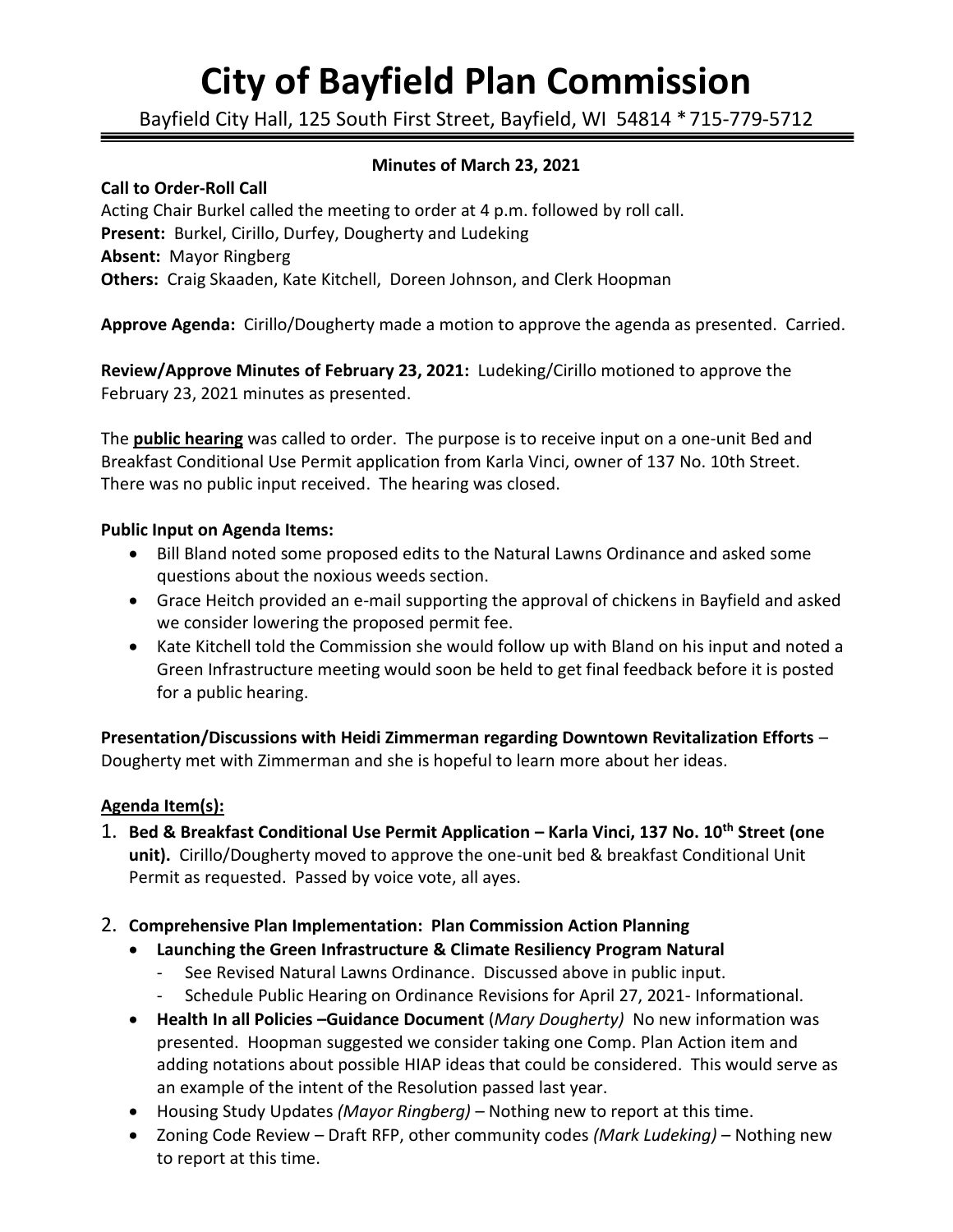# City of Bayfield Plan Commission

Bayfield City Hall, 125 South First Street, Bayfield, WI 54814 * 715-779-5712

**Minutes of March 23, 2021**

**Call to Order-Roll Call**

Acting Chair Burkel called the meeting to order at 4 p.m. followed by roll call.

**Present:** Burkel, Cirillo, Durfey, Dougherty and Ludeking

**Absent:** Mayor Ringberg

**Others:** Craig Skaaden, Kate Kitchell, Doreen Johnson, and Clerk Hoopman

**Approve Agenda:** Cirillo/Dougherty made a motion to approve the agenda as presented. Carried.

**Review/Approve Minutes of February 23, 2021:** Ludeking/Cirillo motioned to approve the February 23, 2021 minutes as presented.

The **public hearing** was called to order. The purpose is to receive input on a one-unit Bed and Breakfast Conditional Use Permit application from Karla Vinci, owner of 137 No. 10th Street. There was no public input received. The hearing was closed.

**Public Input on Agenda Items:**

- Bill Bland noted some proposed edits to the Natural Lawns Ordinance and asked some questions about the noxious weeds section.
- Grace Heitch provided an e-mail supporting the approval of chickens in Bayfield and asked we consider lowering the proposed permit fee.
- Kate Kitchell told the Commission she would follow up with Bland on his input and noted a Green Infrastructure meeting would soon be held to get final feedback before it is posted for a public hearing.

**Presentation/Discussions with Heidi Zimmerman regarding Downtown Revitalization Efforts** – Dougherty met with Zimmerman and she is hopeful to learn more about her ideas.

**Agenda Item(s):**

1. **Bed & Breakfast Conditional Use Permit Application – Karla Vinci, 137 No. 10th Street (one unit).** Cirillo/Dougherty moved to approve the one-unit bed & breakfast Conditional Unit Permit as requested. Passed by voice vote, all ayes.

2. **Comprehensive Plan Implementation: Plan Commission Action Planning**
   - **Launching the Green Infrastructure & Climate Resiliency Program Natural**
     - See Revised Natural Lawns Ordinance. Discussed above in public input.
     - Schedule Public Hearing on Ordinance Revisions for April 27, 2021- Informational.
   - **Health In all Policies –Guidance Document** (*Mary Dougherty)* No new information was presented. Hoopman suggested we consider taking one Comp. Plan Action item and adding notations about possible HIAP ideas that could be considered. This would serve as an example of the intent of the Resolution passed last year.
   - Housing Study Updates *(Mayor Ringberg)* – Nothing new to report at this time.
   - Zoning Code Review – Draft RFP, other community codes *(Mark Ludeking)* – Nothing new to report at this time.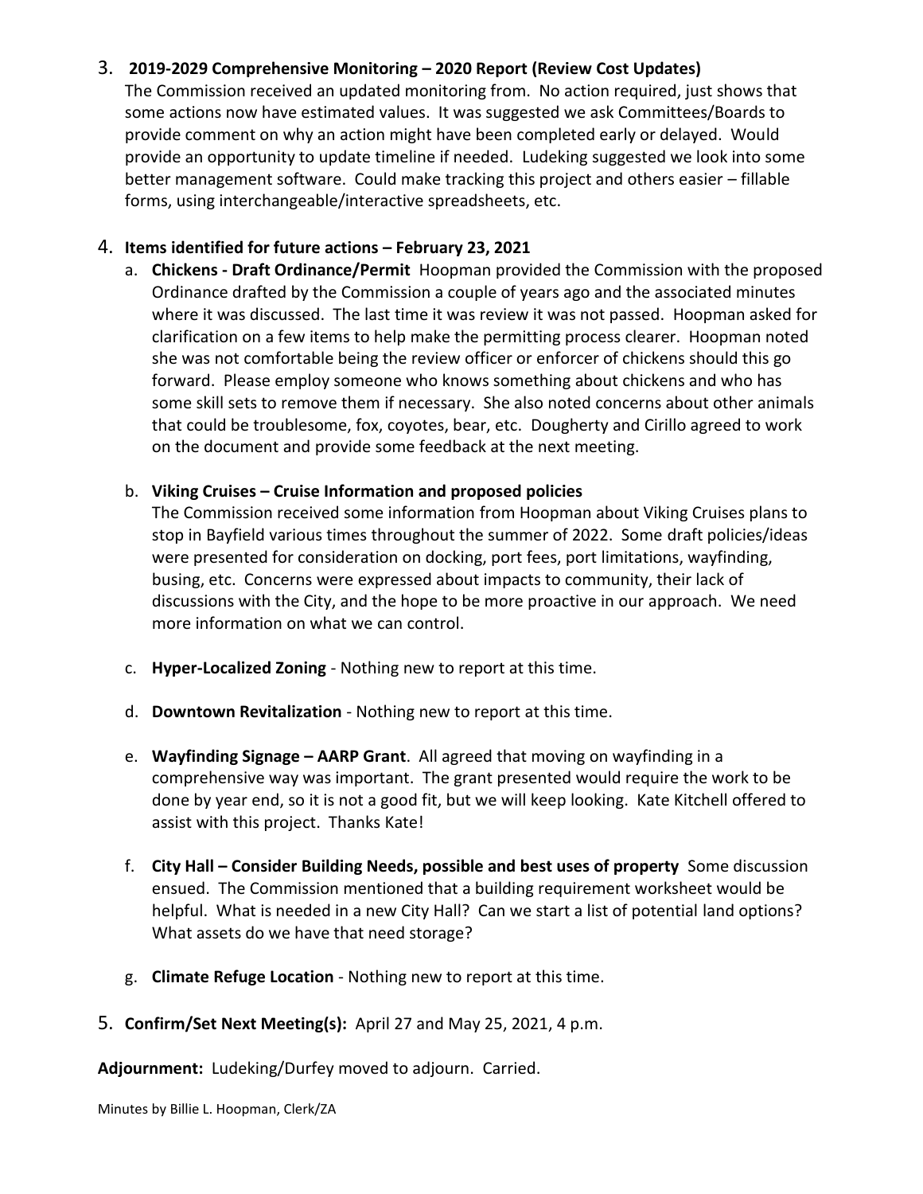3. **2019-2029 Comprehensive Monitoring – 2020 Report (Review Cost Updates)**
   The Commission received an updated monitoring from. No action required, just shows that some actions now have estimated values. It was suggested we ask Committees/Boards to provide comment on why an action might have been completed early or delayed. Would provide an opportunity to update timeline if needed. Ludeking suggested we look into some better management software. Could make tracking this project and others easier – fillable forms, using interchangeable/interactive spreadsheets, etc.

4. **Items identified for future actions – February 23, 2021**
   a. **Chickens - Draft Ordinance/Permit** Hoopman provided the Commission with the proposed Ordinance drafted by the Commission a couple of years ago and the associated minutes where it was discussed. The last time it was review it was not passed. Hoopman asked for clarification on a few items to help make the permitting process clearer. Hoopman noted she was not comfortable being the review officer or enforcer of chickens should this go forward. Please employ someone who knows something about chickens and who has some skill sets to remove them if necessary. She also noted concerns about other animals that could be troublesome, fox, coyotes, bear, etc. Dougherty and Cirillo agreed to work on the document and provide some feedback at the next meeting.

   b. **Viking Cruises – Cruise Information and proposed policies**
   The Commission received some information from Hoopman about Viking Cruises plans to stop in Bayfield various times throughout the summer of 2022. Some draft policies/ideas were presented for consideration on docking, port fees, port limitations, wayfinding, busing, etc. Concerns were expressed about impacts to community, their lack of discussions with the City, and the hope to be more proactive in our approach. We need more information on what we can control.

   c. **Hyper-Localized Zoning** - Nothing new to report at this time.

   d. **Downtown Revitalization** - Nothing new to report at this time.

   e. **Wayfinding Signage – AARP Grant**. All agreed that moving on wayfinding in a comprehensive way was important. The grant presented would require the work to be done by year end, so it is not a good fit, but we will keep looking. Kate Kitchell offered to assist with this project. Thanks Kate!

   f. **City Hall – Consider Building Needs, possible and best uses of property** Some discussion ensued. The Commission mentioned that a building requirement worksheet would be helpful. What is needed in a new City Hall? Can we start a list of potential land options? What assets do we have that need storage?

   g. **Climate Refuge Location** - Nothing new to report at this time.

5. **Confirm/Set Next Meeting(s):** April 27 and May 25, 2021, 4 p.m.

**Adjournment:** Ludeking/Durfey moved to adjourn. Carried.

Minutes by Billie L. Hoopman, Clerk/ZA